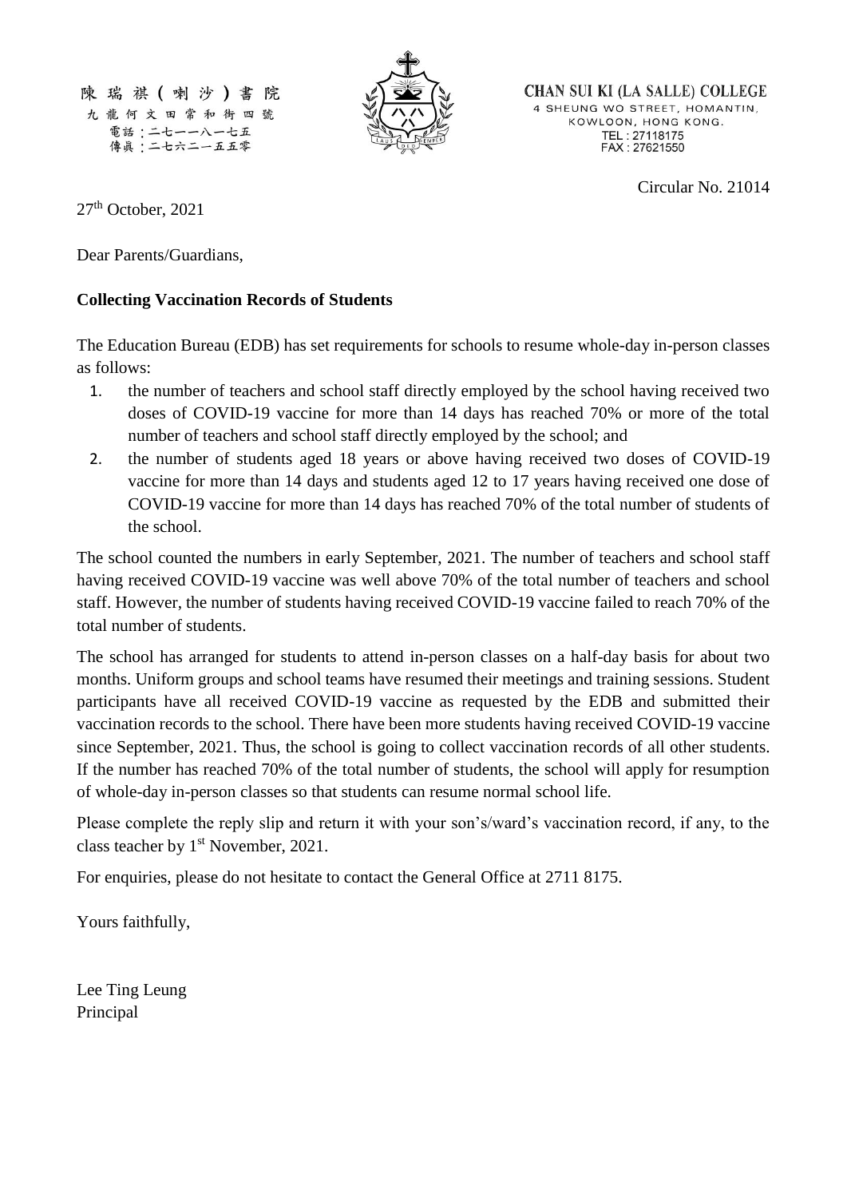陳瑞祺(喇沙)書院
九龍何文田常和街四號
電話：二七一一八一七五
傳真：二七六二一五五零

CHAN SUI KI (LA SALLE) COLLEGE
4 SHEUNG WO STREET, HOMANTIN,
KOWLOON, HONG KONG.
TEL : 27118175
FAX : 27621550

Circular No. 21014

27th October, 2021

Dear Parents/Guardians,

**Collecting Vaccination Records of Students**

The Education Bureau (EDB) has set requirements for schools to resume whole-day in-person classes as follows:

1. the number of teachers and school staff directly employed by the school having received two doses of COVID-19 vaccine for more than 14 days has reached 70% or more of the total number of teachers and school staff directly employed by the school; and
2. the number of students aged 18 years or above having received two doses of COVID-19 vaccine for more than 14 days and students aged 12 to 17 years having received one dose of COVID-19 vaccine for more than 14 days has reached 70% of the total number of students of the school.

The school counted the numbers in early September, 2021. The number of teachers and school staff having received COVID-19 vaccine was well above 70% of the total number of teachers and school staff. However, the number of students having received COVID-19 vaccine failed to reach 70% of the total number of students.

The school has arranged for students to attend in-person classes on a half-day basis for about two months. Uniform groups and school teams have resumed their meetings and training sessions. Student participants have all received COVID-19 vaccine as requested by the EDB and submitted their vaccination records to the school. There have been more students having received COVID-19 vaccine since September, 2021. Thus, the school is going to collect vaccination records of all other students. If the number has reached 70% of the total number of students, the school will apply for resumption of whole-day in-person classes so that students can resume normal school life.

Please complete the reply slip and return it with your son's/ward's vaccination record, if any, to the class teacher by 1st November, 2021.

For enquiries, please do not hesitate to contact the General Office at 2711 8175.

Yours faithfully,

Lee Ting Leung
Principal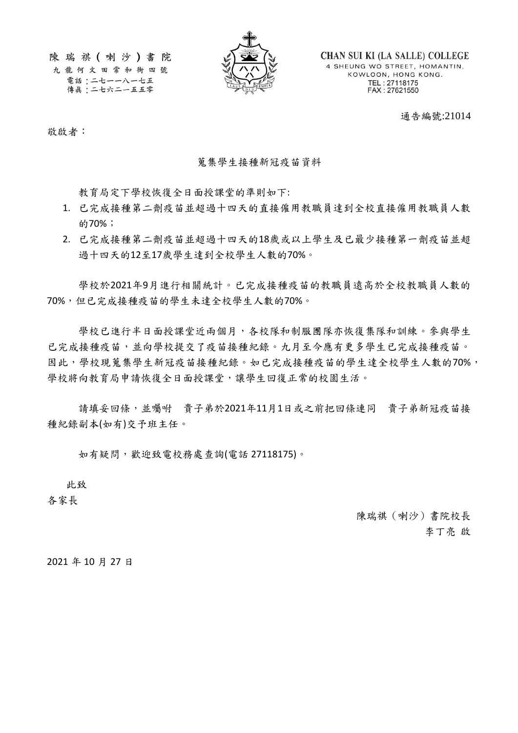陳瑞祺(喇沙)書院
九龍何文田常和街四號
電話：二七一一八一七五
傳真：二七六二一五五零

CHAN SUI KI (LA SALLE) COLLEGE
4 SHEUNG WO STREET, HOMANTIN,
KOWLOON, HONG KONG.
TEL : 27118175
FAX : 27621550

通告編號:21014

敬啟者：

蒐集學生接種新冠疫苗資料

教育局定下學校恢復全日面授課堂的準則如下:

1. 已完成接種第二劑疫苗並超過十四天的直接僱用教職員達到全校直接僱用教職員人數的70%；
2. 已完成接種第二劑疫苗並超過十四天的18歲或以上學生及已最少接種第一劑疫苗並超過十四天的12至17歲學生達到全校學生人數的70%。

學校於2021年9月進行相關統計。已完成接種疫苗的教職員遠高於全校教職員人數的70%，但已完成接種疫苗的學生未達全校學生人數的70%。

學校已進行半日面授課堂近兩個月，各校隊和制服團隊亦恢復集隊和訓練。參與學生已完成接種疫苗，並向學校提交了疫苗接種紀錄。九月至今應有更多學生已完成接種疫苗。因此，學校現蒐集學生新冠疫苗接種紀錄。如已完成接種疫苗的學生達全校學生人數的70%，學校將向教育局申請恢復全日面授課堂，讓學生回復正常的校園生活。

請填妥回條，並囑咐　貴子弟於2021年11月1日或之前把回條連同　貴子弟新冠疫苗接種紀錄副本(如有)交予班主任。

如有疑問，歡迎致電校務處查詢(電話 27118175)。

此致

各家長

陳瑞祺（喇沙）書院校長

李丁亮 啟

2021 年 10 月 27 日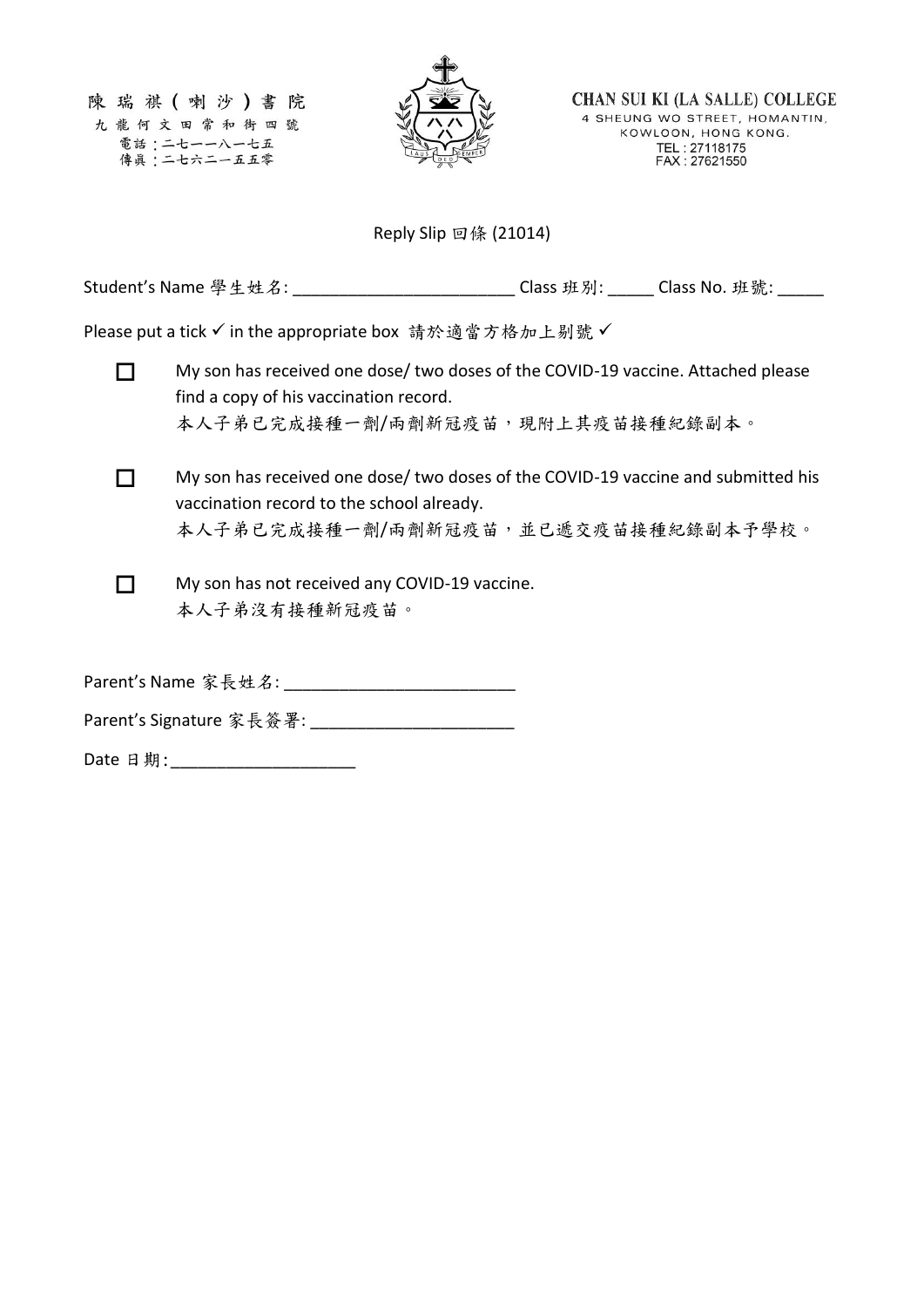陳瑞祺(喇沙)書院
九龍何文田常和街四號
電話：二七一一八一七五
傳真：二七六二一五五零

CHAN SUI KI (LA SALLE) COLLEGE
4 SHEUNG WO STREET, HOMANTIN,
KOWLOON, HONG KONG.
TEL : 27118175
FAX : 27621550

Reply Slip 回條 (21014)

Student's Name 學生姓名: ________________________ Class 班別: _____ Class No. 班號: _____

Please put a tick ✓ in the appropriate box 請於適當方格加上剔號 ✓

☐ My son has received one dose/ two doses of the COVID-19 vaccine. Attached please find a copy of his vaccination record.
本人子弟已完成接種一劑/兩劑新冠疫苗，現附上其疫苗接種紀錄副本。

☐ My son has received one dose/ two doses of the COVID-19 vaccine and submitted his vaccination record to the school already.
本人子弟已完成接種一劑/兩劑新冠疫苗，並已遞交疫苗接種紀錄副本予學校。

☐ My son has not received any COVID-19 vaccine.
本人子弟沒有接種新冠疫苗。

Parent's Name 家長姓名: ________________________

Parent's Signature 家長簽署: ______________________

Date 日期: ____________________